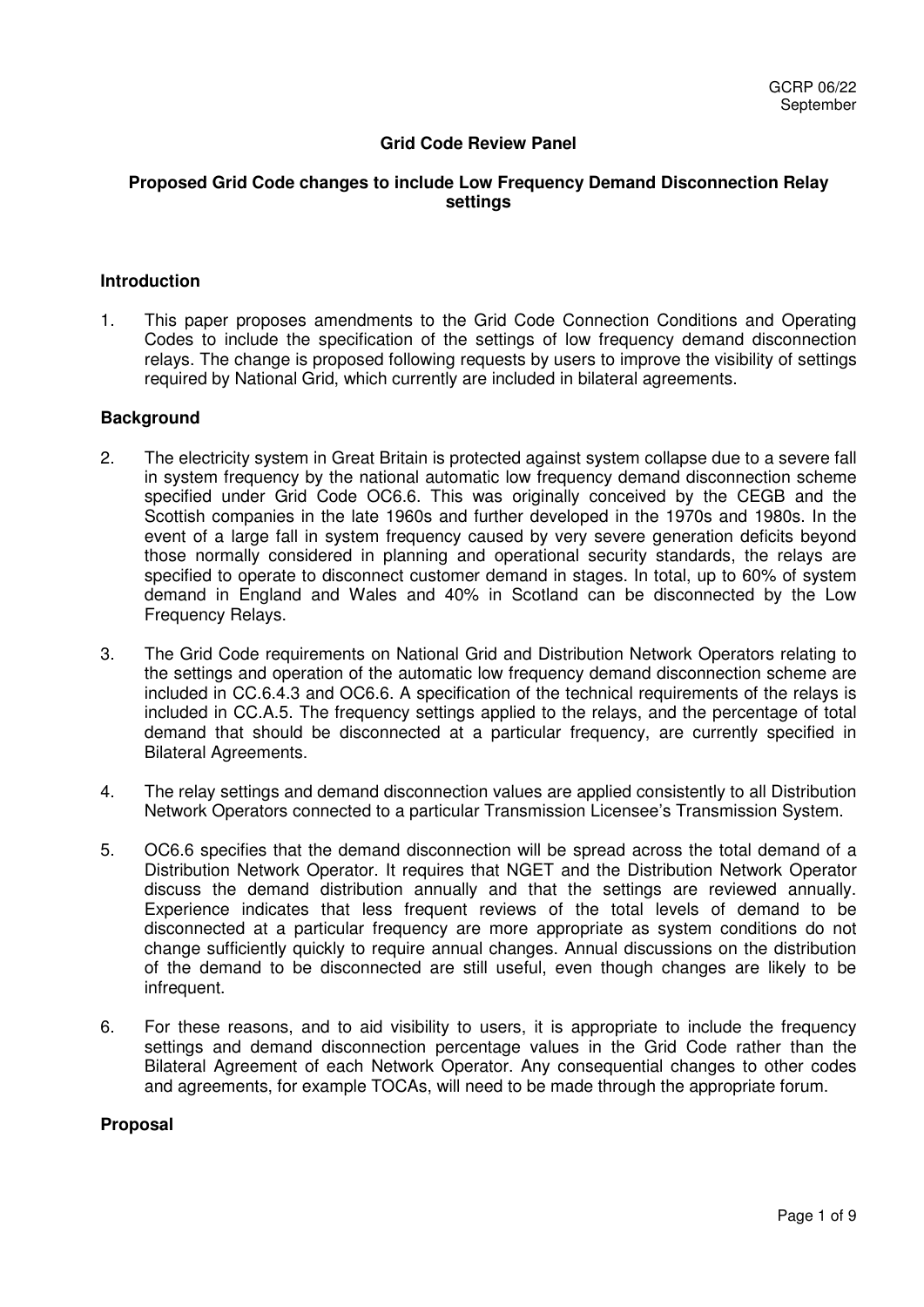GCRP 06/22
September

**Grid Code Review Panel**

**Proposed Grid Code changes to include Low Frequency Demand Disconnection Relay settings**

### Introduction

1. This paper proposes amendments to the Grid Code Connection Conditions and Operating Codes to include the specification of the settings of low frequency demand disconnection relays. The change is proposed following requests by users to improve the visibility of settings required by National Grid, which currently are included in bilateral agreements.

### Background

2. The electricity system in Great Britain is protected against system collapse due to a severe fall in system frequency by the national automatic low frequency demand disconnection scheme specified under Grid Code OC6.6. This was originally conceived by the CEGB and the Scottish companies in the late 1960s and further developed in the 1970s and 1980s. In the event of a large fall in system frequency caused by very severe generation deficits beyond those normally considered in planning and operational security standards, the relays are specified to operate to disconnect customer demand in stages. In total, up to 60% of system demand in England and Wales and 40% in Scotland can be disconnected by the Low Frequency Relays.

3. The Grid Code requirements on National Grid and Distribution Network Operators relating to the settings and operation of the automatic low frequency demand disconnection scheme are included in CC.6.4.3 and OC6.6. A specification of the technical requirements of the relays is included in CC.A.5. The frequency settings applied to the relays, and the percentage of total demand that should be disconnected at a particular frequency, are currently specified in Bilateral Agreements.

4. The relay settings and demand disconnection values are applied consistently to all Distribution Network Operators connected to a particular Transmission Licensee's Transmission System.

5. OC6.6 specifies that the demand disconnection will be spread across the total demand of a Distribution Network Operator. It requires that NGET and the Distribution Network Operator discuss the demand distribution annually and that the settings are reviewed annually. Experience indicates that less frequent reviews of the total levels of demand to be disconnected at a particular frequency are more appropriate as system conditions do not change sufficiently quickly to require annual changes. Annual discussions on the distribution of the demand to be disconnected are still useful, even though changes are likely to be infrequent.

6. For these reasons, and to aid visibility to users, it is appropriate to include the frequency settings and demand disconnection percentage values in the Grid Code rather than the Bilateral Agreement of each Network Operator. Any consequential changes to other codes and agreements, for example TOCAs, will need to be made through the appropriate forum.

### Proposal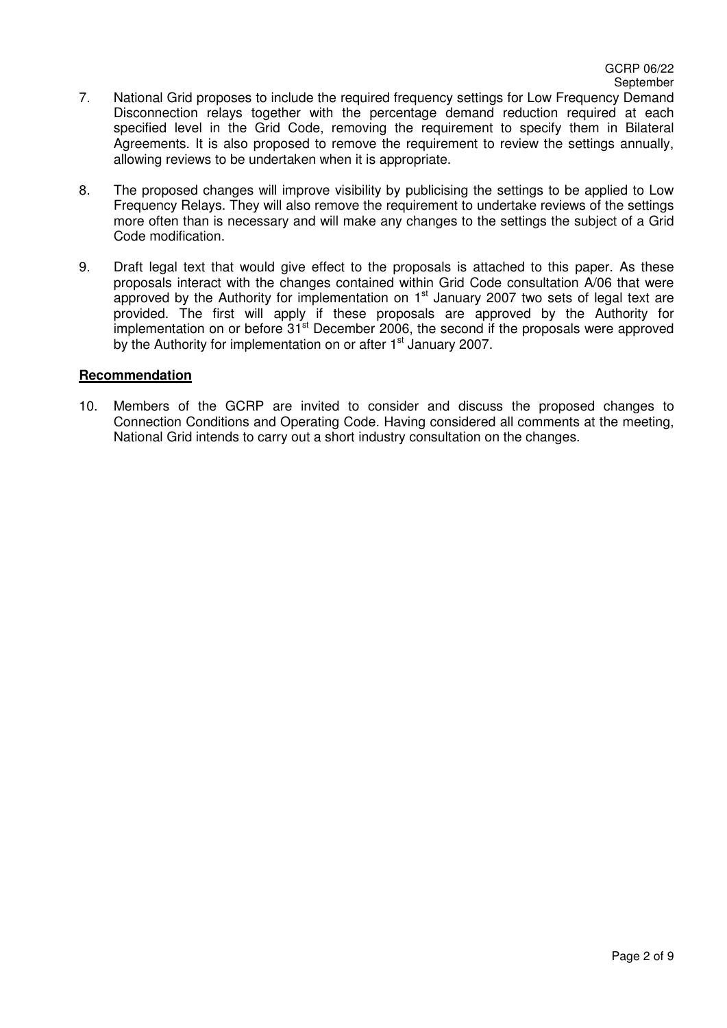7. National Grid proposes to include the required frequency settings for Low Frequency Demand Disconnection relays together with the percentage demand reduction required at each specified level in the Grid Code, removing the requirement to specify them in Bilateral Agreements. It is also proposed to remove the requirement to review the settings annually, allowing reviews to be undertaken when it is appropriate.

8. The proposed changes will improve visibility by publicising the settings to be applied to Low Frequency Relays. They will also remove the requirement to undertake reviews of the settings more often than is necessary and will make any changes to the settings the subject of a Grid Code modification.

9. Draft legal text that would give effect to the proposals is attached to this paper. As these proposals interact with the changes contained within Grid Code consultation A/06 that were approved by the Authority for implementation on 1st January 2007 two sets of legal text are provided. The first will apply if these proposals are approved by the Authority for implementation on or before 31st December 2006, the second if the proposals were approved by the Authority for implementation on or after 1st January 2007.

**Recommendation**

10. Members of the GCRP are invited to consider and discuss the proposed changes to Connection Conditions and Operating Code. Having considered all comments at the meeting, National Grid intends to carry out a short industry consultation on the changes.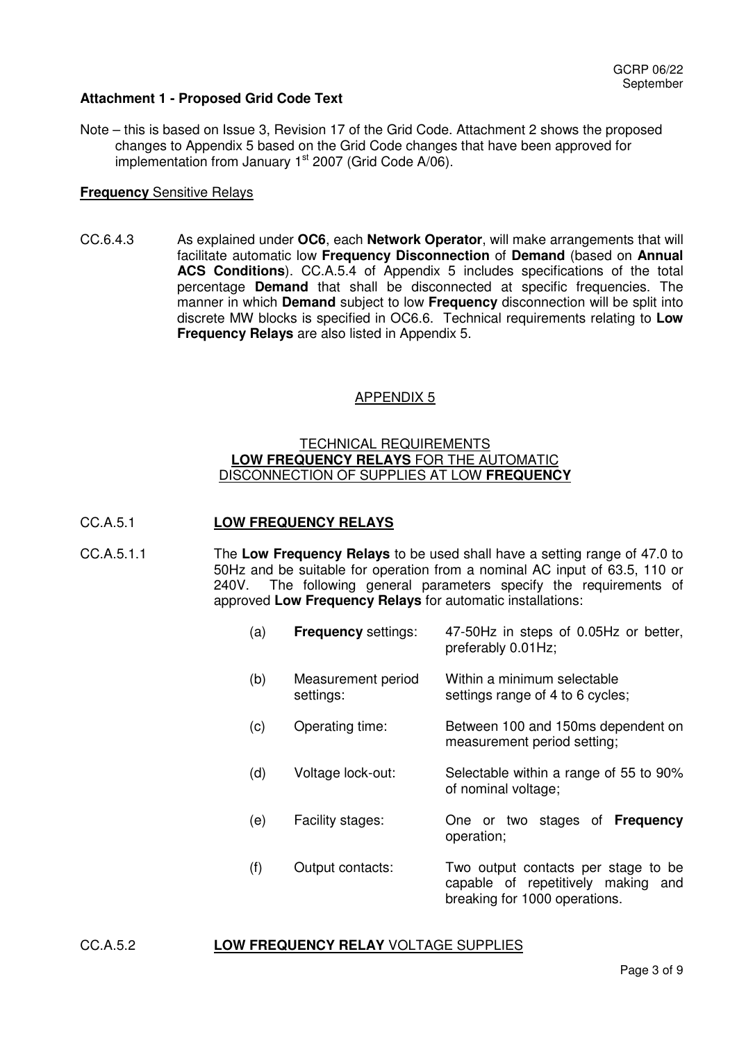**Attachment 1 - Proposed Grid Code Text**

Note – this is based on Issue 3, Revision 17 of the Grid Code. Attachment 2 shows the proposed changes to Appendix 5 based on the Grid Code changes that have been approved for implementation from January 1st 2007 (Grid Code A/06).

**Frequency** Sensitive Relays

CC.6.4.3 As explained under **OC6**, each **Network Operator**, will make arrangements that will facilitate automatic low **Frequency Disconnection** of **Demand** (based on **Annual ACS Conditions**). CC.A.5.4 of Appendix 5 includes specifications of the total percentage **Demand** that shall be disconnected at specific frequencies. The manner in which **Demand** subject to low **Frequency** disconnection will be split into discrete MW blocks is specified in OC6.6. Technical requirements relating to **Low Frequency Relays** are also listed in Appendix 5.

## APPENDIX 5

### TECHNICAL REQUIREMENTS **LOW FREQUENCY RELAYS** FOR THE AUTOMATIC DISCONNECTION OF SUPPLIES AT LOW **FREQUENCY**

CC.A.5.1 **LOW FREQUENCY RELAYS**

CC.A.5.1.1 The **Low Frequency Relays** to be used shall have a setting range of 47.0 to 50Hz and be suitable for operation from a nominal AC input of 63.5, 110 or 240V. The following general parameters specify the requirements of approved **Low Frequency Relays** for automatic installations:

(a) **Frequency** settings: 47-50Hz in steps of 0.05Hz or better, preferably 0.01Hz;

(b) Measurement period settings: Within a minimum selectable settings range of 4 to 6 cycles;

(c) Operating time: Between 100 and 150ms dependent on measurement period setting;

(d) Voltage lock-out: Selectable within a range of 55 to 90% of nominal voltage;

(e) Facility stages: One or two stages of **Frequency** operation;

(f) Output contacts: Two output contacts per stage to be capable of repetitively making and breaking for 1000 operations.

CC.A.5.2 **LOW FREQUENCY RELAY** VOLTAGE SUPPLIES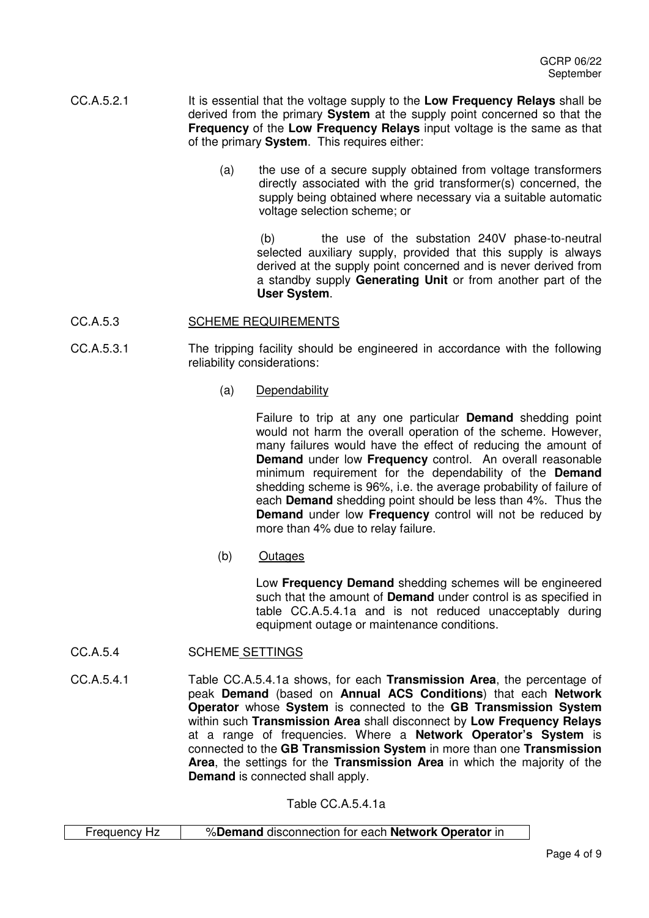CC.A.5.2.1 It is essential that the voltage supply to the **Low Frequency Relays** shall be derived from the primary **System** at the supply point concerned so that the **Frequency** of the **Low Frequency Relays** input voltage is the same as that of the primary **System**. This requires either:

(a) the use of a secure supply obtained from voltage transformers directly associated with the grid transformer(s) concerned, the supply being obtained where necessary via a suitable automatic voltage selection scheme; or

(b) the use of the substation 240V phase-to-neutral selected auxiliary supply, provided that this supply is always derived at the supply point concerned and is never derived from a standby supply **Generating Unit** or from another part of the **User System**.

CC.A.5.3 SCHEME REQUIREMENTS

CC.A.5.3.1 The tripping facility should be engineered in accordance with the following reliability considerations:

(a) Dependability

Failure to trip at any one particular **Demand** shedding point would not harm the overall operation of the scheme. However, many failures would have the effect of reducing the amount of **Demand** under low **Frequency** control. An overall reasonable minimum requirement for the dependability of the **Demand** shedding scheme is 96%, i.e. the average probability of failure of each **Demand** shedding point should be less than 4%. Thus the **Demand** under low **Frequency** control will not be reduced by more than 4% due to relay failure.

(b) Outages

Low **Frequency Demand** shedding schemes will be engineered such that the amount of **Demand** under control is as specified in table CC.A.5.4.1a and is not reduced unacceptably during equipment outage or maintenance conditions.

CC.A.5.4 SCHEME SETTINGS

CC.A.5.4.1 Table CC.A.5.4.1a shows, for each **Transmission Area**, the percentage of peak **Demand** (based on **Annual ACS Conditions**) that each **Network Operator** whose **System** is connected to the **GB Transmission System** within such **Transmission Area** shall disconnect by **Low Frequency Relays** at a range of frequencies. Where a **Network Operator's System** is connected to the **GB Transmission System** in more than one **Transmission Area**, the settings for the **Transmission Area** in which the majority of the **Demand** is connected shall apply.

Table CC.A.5.4.1a

| Frequency Hz | %**Demand** disconnection for each **Network Operator** in |
|---|---|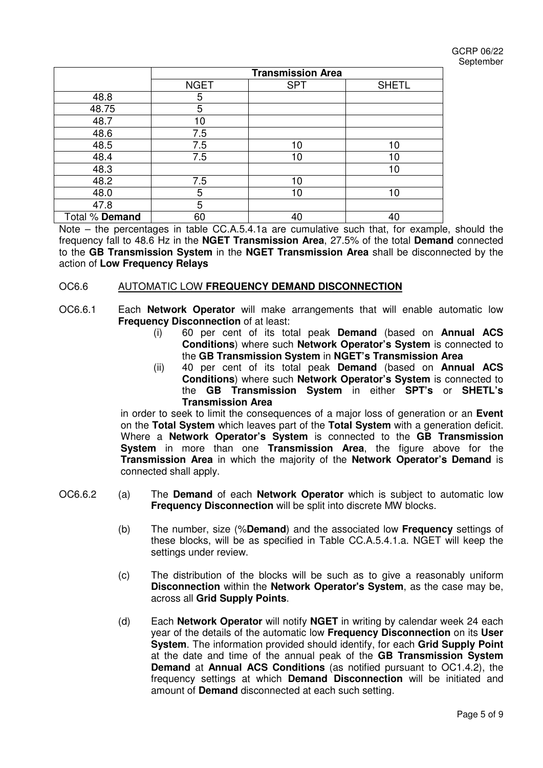| | Transmission Area | | |
|---|---|---|---|
| | NGET | SPT | SHETL |
| 48.8 | 5 | | |
| 48.75 | 5 | | |
| 48.7 | 10 | | |
| 48.6 | 7.5 | | |
| 48.5 | 7.5 | 10 | 10 |
| 48.4 | 7.5 | 10 | 10 |
| 48.3 | | | 10 |
| 48.2 | 7.5 | 10 | |
| 48.0 | 5 | 10 | 10 |
| 47.8 | 5 | | |
| Total % **Demand** | 60 | 40 | 40 |

Note – the percentages in table CC.A.5.4.1a are cumulative such that, for example, should the frequency fall to 48.6 Hz in the **NGET Transmission Area**, 27.5% of the total **Demand** connected to the **GB Transmission System** in the **NGET Transmission Area** shall be disconnected by the action of **Low Frequency Relays**

## OC6.6 AUTOMATIC LOW **FREQUENCY DEMAND DISCONNECTION**

OC6.6.1 Each **Network Operator** will make arrangements that will enable automatic low **Frequency Disconnection** of at least:

(i) 60 per cent of its total peak **Demand** (based on **Annual ACS Conditions**) where such **Network Operator's System** is connected to the **GB Transmission System** in **NGET's Transmission Area**

(ii) 40 per cent of its total peak **Demand** (based on **Annual ACS Conditions**) where such **Network Operator's System** is connected to the **GB Transmission System** in either **SPT's** or **SHETL's Transmission Area**

in order to seek to limit the consequences of a major loss of generation or an **Event** on the **Total System** which leaves part of the **Total System** with a generation deficit. Where a **Network Operator's System** is connected to the **GB Transmission System** in more than one **Transmission Area**, the figure above for the **Transmission Area** in which the majority of the **Network Operator's Demand** is connected shall apply.

OC6.6.2 (a) The **Demand** of each **Network Operator** which is subject to automatic low **Frequency Disconnection** will be split into discrete MW blocks.

(b) The number, size (%**Demand**) and the associated low **Frequency** settings of these blocks, will be as specified in Table CC.A.5.4.1.a. NGET will keep the settings under review.

(c) The distribution of the blocks will be such as to give a reasonably uniform **Disconnection** within the **Network Operator's System**, as the case may be, across all **Grid Supply Points**.

(d) Each **Network Operator** will notify **NGET** in writing by calendar week 24 each year of the details of the automatic low **Frequency Disconnection** on its **User System**. The information provided should identify, for each **Grid Supply Point** at the date and time of the annual peak of the **GB Transmission System Demand** at **Annual ACS Conditions** (as notified pursuant to OC1.4.2), the frequency settings at which **Demand Disconnection** will be initiated and amount of **Demand** disconnected at each such setting.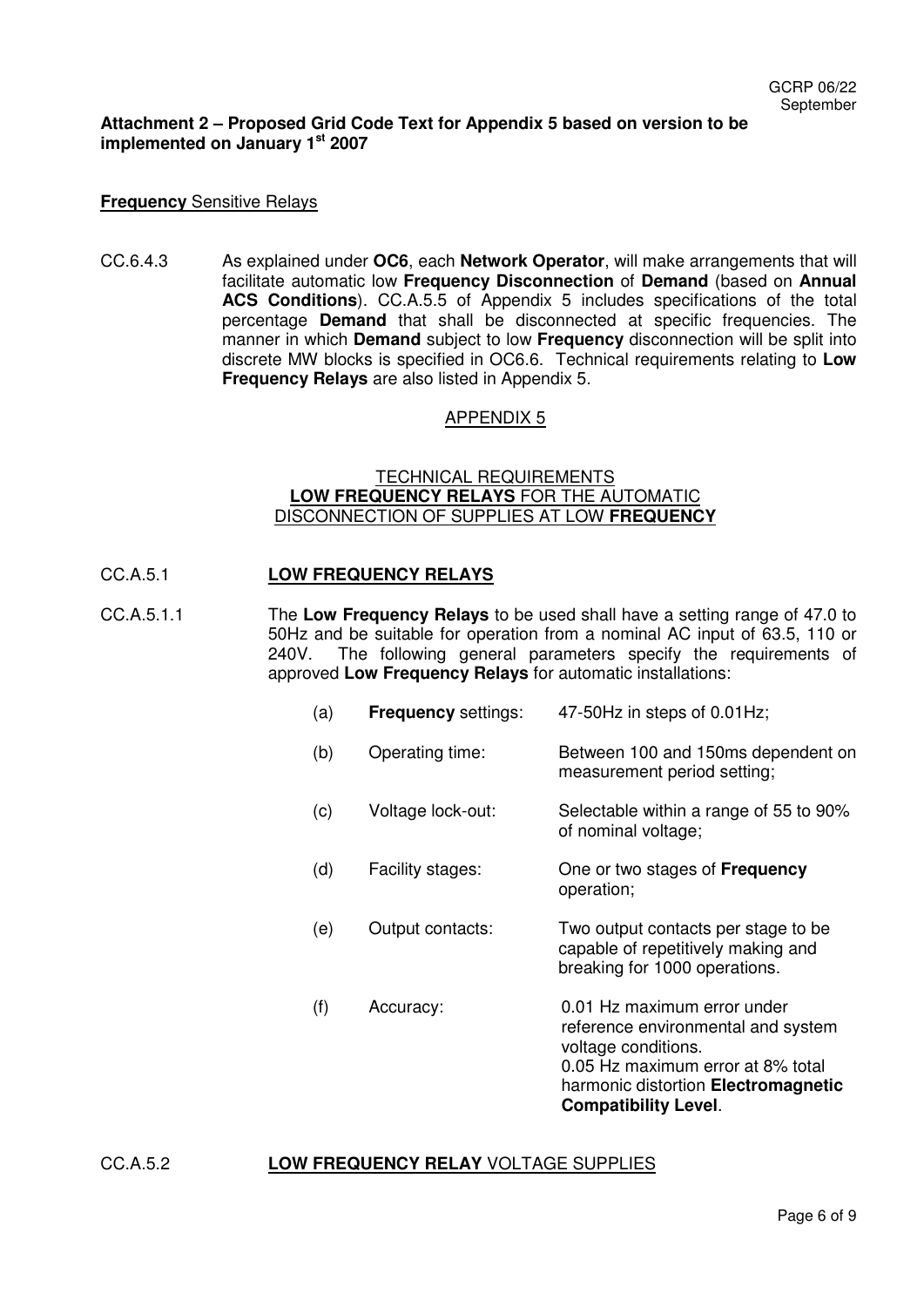**Attachment 2 – Proposed Grid Code Text for Appendix 5 based on version to be implemented on January 1st 2007**

**Frequency** Sensitive Relays

CC.6.4.3 As explained under **OC6**, each **Network Operator**, will make arrangements that will facilitate automatic low **Frequency Disconnection** of **Demand** (based on **Annual ACS Conditions**). CC.A.5.5 of Appendix 5 includes specifications of the total percentage **Demand** that shall be disconnected at specific frequencies. The manner in which **Demand** subject to low **Frequency** disconnection will be split into discrete MW blocks is specified in OC6.6. Technical requirements relating to **Low Frequency Relays** are also listed in Appendix 5.

## APPENDIX 5

### TECHNICAL REQUIREMENTS
### LOW FREQUENCY RELAYS FOR THE AUTOMATIC DISCONNECTION OF SUPPLIES AT LOW FREQUENCY

## CC.A.5.1 LOW FREQUENCY RELAYS

CC.A.5.1.1 The **Low Frequency Relays** to be used shall have a setting range of 47.0 to 50Hz and be suitable for operation from a nominal AC input of 63.5, 110 or 240V. The following general parameters specify the requirements of approved **Low Frequency Relays** for automatic installations:

(a) **Frequency** settings: 47-50Hz in steps of 0.01Hz;

(b) Operating time: Between 100 and 150ms dependent on measurement period setting;

(c) Voltage lock-out: Selectable within a range of 55 to 90% of nominal voltage;

(d) Facility stages: One or two stages of **Frequency** operation;

(e) Output contacts: Two output contacts per stage to be capable of repetitively making and breaking for 1000 operations.

(f) Accuracy: 0.01 Hz maximum error under reference environmental and system voltage conditions.
0.05 Hz maximum error at 8% total harmonic distortion **Electromagnetic Compatibility Level**.

## CC.A.5.2 LOW FREQUENCY RELAY VOLTAGE SUPPLIES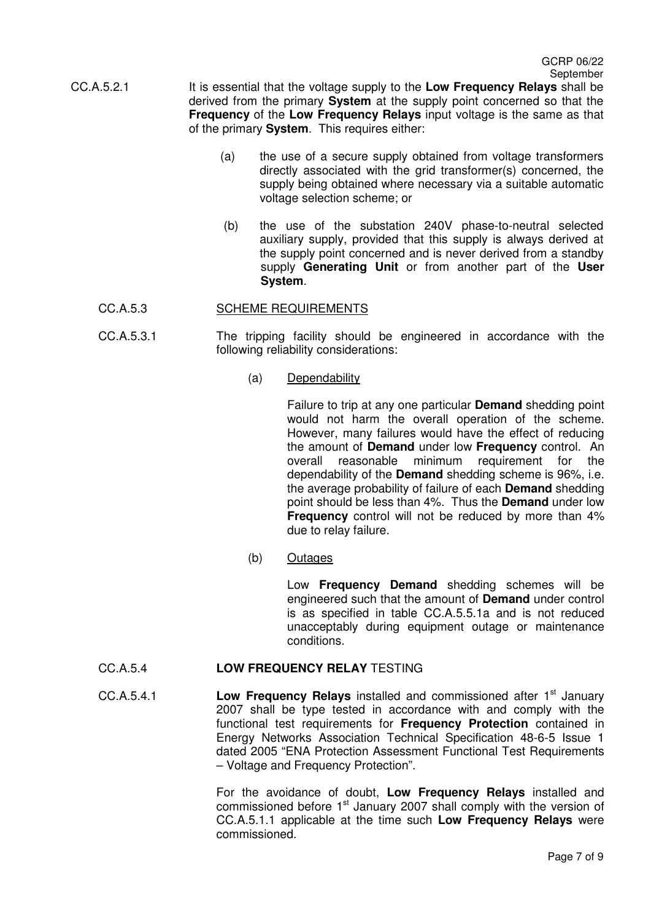CC.A.5.2.1 It is essential that the voltage supply to the **Low Frequency Relays** shall be derived from the primary **System** at the supply point concerned so that the **Frequency** of the **Low Frequency Relays** input voltage is the same as that of the primary **System**. This requires either:

(a) the use of a secure supply obtained from voltage transformers directly associated with the grid transformer(s) concerned, the supply being obtained where necessary via a suitable automatic voltage selection scheme; or

(b) the use of the substation 240V phase-to-neutral selected auxiliary supply, provided that this supply is always derived at the supply point concerned and is never derived from a standby supply **Generating Unit** or from another part of the **User System**.

CC.A.5.3 SCHEME REQUIREMENTS

CC.A.5.3.1 The tripping facility should be engineered in accordance with the following reliability considerations:

(a) Dependability

Failure to trip at any one particular **Demand** shedding point would not harm the overall operation of the scheme. However, many failures would have the effect of reducing the amount of **Demand** under low **Frequency** control. An overall reasonable minimum requirement for the dependability of the **Demand** shedding scheme is 96%, i.e. the average probability of failure of each **Demand** shedding point should be less than 4%. Thus the **Demand** under low **Frequency** control will not be reduced by more than 4% due to relay failure.

(b) Outages

Low **Frequency Demand** shedding schemes will be engineered such that the amount of **Demand** under control is as specified in table CC.A.5.5.1a and is not reduced unacceptably during equipment outage or maintenance conditions.

CC.A.5.4 **LOW FREQUENCY RELAY** TESTING

CC.A.5.4.1 **Low Frequency Relays** installed and commissioned after 1st January 2007 shall be type tested in accordance with and comply with the functional test requirements for **Frequency Protection** contained in Energy Networks Association Technical Specification 48-6-5 Issue 1 dated 2005 "ENA Protection Assessment Functional Test Requirements – Voltage and Frequency Protection".

For the avoidance of doubt, **Low Frequency Relays** installed and commissioned before 1st January 2007 shall comply with the version of CC.A.5.1.1 applicable at the time such **Low Frequency Relays** were commissioned.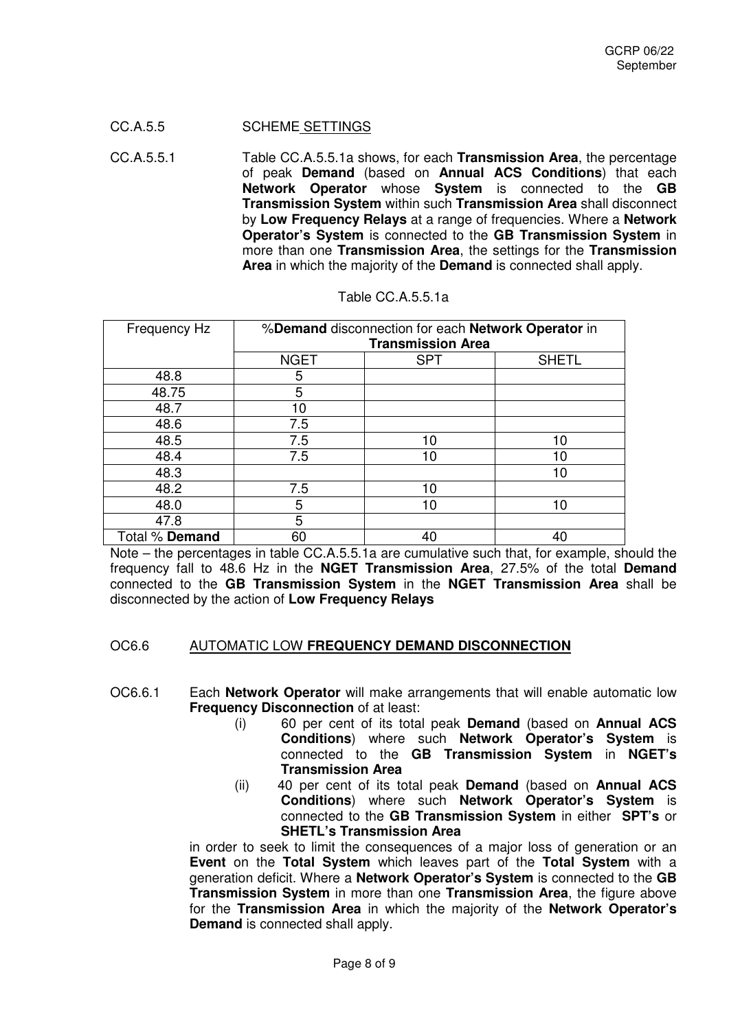CC.A.5.5 SCHEME SETTINGS

CC.A.5.5.1 Table CC.A.5.5.1a shows, for each **Transmission Area**, the percentage of peak **Demand** (based on **Annual ACS Conditions**) that each **Network Operator** whose **System** is connected to the **GB Transmission System** within such **Transmission Area** shall disconnect by **Low Frequency Relays** at a range of frequencies. Where a **Network Operator's System** is connected to the **GB Transmission System** in more than one **Transmission Area**, the settings for the **Transmission Area** in which the majority of the **Demand** is connected shall apply.

Table CC.A.5.5.1a

| Frequency Hz | %**Demand** disconnection for each **Network Operator** in **Transmission Area** | | |
|---|---|---|---|
| | NGET | SPT | SHETL |
| 48.8 | 5 | | |
| 48.75 | 5 | | |
| 48.7 | 10 | | |
| 48.6 | 7.5 | | |
| 48.5 | 7.5 | 10 | 10 |
| 48.4 | 7.5 | 10 | 10 |
| 48.3 | | | 10 |
| 48.2 | 7.5 | 10 | |
| 48.0 | 5 | 10 | 10 |
| 47.8 | 5 | | |
| Total % **Demand** | 60 | 40 | 40 |

Note – the percentages in table CC.A.5.5.1a are cumulative such that, for example, should the frequency fall to 48.6 Hz in the **NGET Transmission Area**, 27.5% of the total **Demand** connected to the **GB Transmission System** in the **NGET Transmission Area** shall be disconnected by the action of **Low Frequency Relays**

## OC6.6 AUTOMATIC LOW FREQUENCY DEMAND DISCONNECTION

OC6.6.1 Each **Network Operator** will make arrangements that will enable automatic low **Frequency Disconnection** of at least:

- (i) 60 per cent of its total peak **Demand** (based on **Annual ACS Conditions**) where such **Network Operator's System** is connected to the **GB Transmission System** in **NGET's Transmission Area**
- (ii) 40 per cent of its total peak **Demand** (based on **Annual ACS Conditions**) where such **Network Operator's System** is connected to the **GB Transmission System** in either **SPT's** or **SHETL's Transmission Area**

in order to seek to limit the consequences of a major loss of generation or an **Event** on the **Total System** which leaves part of the **Total System** with a generation deficit. Where a **Network Operator's System** is connected to the **GB Transmission System** in more than one **Transmission Area**, the figure above for the **Transmission Area** in which the majority of the **Network Operator's Demand** is connected shall apply.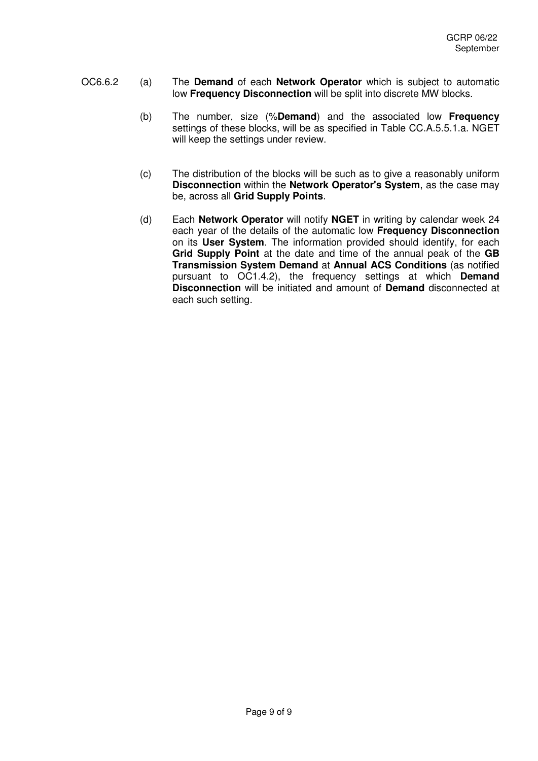OC6.6.2 (a) The **Demand** of each **Network Operator** which is subject to automatic low **Frequency Disconnection** will be split into discrete MW blocks.

(b) The number, size (%**Demand**) and the associated low **Frequency** settings of these blocks, will be as specified in Table CC.A.5.5.1.a. NGET will keep the settings under review.

(c) The distribution of the blocks will be such as to give a reasonably uniform **Disconnection** within the **Network Operator's System**, as the case may be, across all **Grid Supply Points**.

(d) Each **Network Operator** will notify **NGET** in writing by calendar week 24 each year of the details of the automatic low **Frequency Disconnection** on its **User System**. The information provided should identify, for each **Grid Supply Point** at the date and time of the annual peak of the **GB Transmission System Demand** at **Annual ACS Conditions** (as notified pursuant to OC1.4.2), the frequency settings at which **Demand Disconnection** will be initiated and amount of **Demand** disconnected at each such setting.